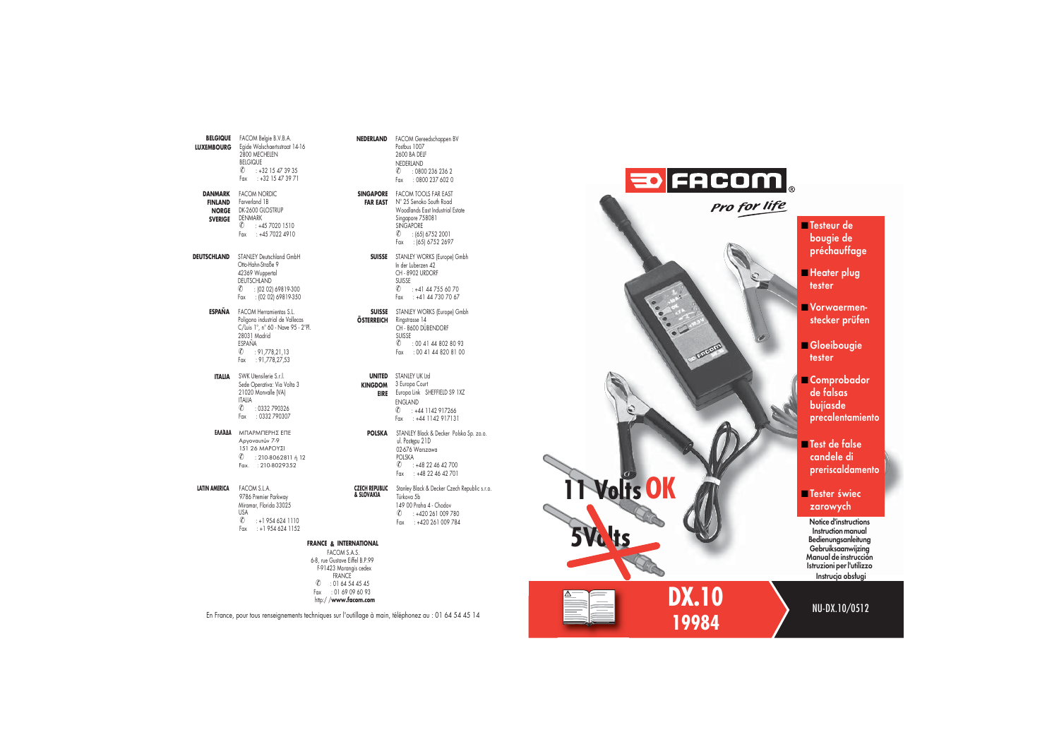**BELGIQUE**
**LUXEMBOURG**
FACOM Belgie B.V.B.A.
Egide Walschaertsstraat 14-16
2800 MECHELEN
BELGIQUE
✆ : +32 15 47 39 35
Fax : +32 15 47 39 71

**DANMARK**
**FINLAND**
**NORGE**
**SVERIGE**
FACOM NORDIC
Farverland 1B
DK-2600 GLOSTRUP
DENMARK
✆ : +45 7020 1510
Fax : +45 7022 4910

**DEUTSCHLAND**
STANLEY Deutschland GmbH
Otto-Hahn-Straße 9
42369 Wuppertal
DEUTSCHLAND
✆ : (02 02) 69819-300
Fax : (02 02) 69819-350

**ESPAÑA**
FACOM Herramientas S.L.
Poligono industrial de Vallecas
C/Luis 1°, n° 60 - Nave 95 - 2°Pl.
28031 Madrid
ESPAÑA
✆ : 91,778,21,13
Fax : 91,778,27,53

**ITALIA**
SWK Utensilerie S.r.l.
Sede Operativa: Via Volta 3
21020 Monvalle (VA)
ITALIA
✆ : 0332 790326
Fax : 0332 790307

**ΕΛΛΑΔΑ**
ΜΠΑΡΜΠΕΡΗΣ ΕΠΕ
Αργοναυτών 7-9
151 26 ΜΑΡΟΥΣΙ
✆ : 210-8062811 ή 12
Fax. : 210-8029352

**LATIN AMERICA**
FACOM S.L.A.
9786 Premier Parkway
Miramar, Florida 33025
USA
✆ : +1 954 624 1110
Fax : +1 954 624 1152

**NEDERLAND**
FACOM Gereedschappen BV
Postbus 1007
2600 BA DELF
NEDERLAND
✆ : 0800 236 236 2
Fax : 0800 237 602 0

**SINGAPORE**
**FAR EAST**
FACOM TOOLS FAR EAST
N° 25 Senoko South Road
Woodlands East Industrial Estate
Singapore 758081
SINGAPORE
✆ : (65) 6752 2001
Fax : (65) 6752 2697

**SUISSE**
STANLEY WORKS (Europe) Gmbh
In der Luberzen 42
CH - 8902 URDORF
SUISSE
✆ : +41 44 755 60 70
Fax : +41 44 730 70 67

**SUISSE**
**ÖSTERREICH**
STANLEY WORKS (Europe) Gmbh
Ringstrasse 14
CH - 8600 DÜBENDORF
SUISSE
✆ : 00 41 44 802 80 93
Fax : 00 41 44 820 81 00

**UNITED KINGDOM**
**EIRE**
STANLEY UK Ltd
3 Europa Court
Europa Link SHEFFIELD S9 1XZ
ENGLAND
✆ : +44 1142 917266
Fax : +44 1142 917131

**POLSKA**
STANLEY Black & Decker Polska Sp. zo.o.
ul. Postępu 21D
02-676 Warszawa
POLSKA
✆ : +48 22 46 42 700
Fax : +48 22 46 42 701

**CZECH REPUBLIC & SLOVAKIA**
Stanley Black & Decker Czech Republic s.r.o.
Türkova 5b
149 00 Praha 4 - Chodov
✆ : +420 261 009 780
Fax : +420 261 009 784

**FRANCE & INTERNATIONAL**
FACOM S.A.S.
6-8, rue Gustave Eiffel B.P.99
F-91423 Morangis cedex
FRANCE
✆ : 01 64 54 45 45
Fax : 01 69 09 60 93
http://**www.facom.com**

En France, pour tous renseignements techniques sur l'outillage à main, téléphonez au : 01 64 54 45 14

# FACOM
*Pro for life*

- **Testeur de bougie de préchauffage**
- **Heater plug tester**
- **Vorwaermen-stecker prüfen**
- **Gloeibougie tester**
- **Comprobador de falsas bujíasde precalentamiento**
- **Test de false candele di preriscaldamento**
- **Tester świec zarowych**

**11 Volts OK**

**5Volts**

Notice d'instructions
Instruction manual
Bedienungsanleitung
Gebruiksaanwijzing
Manual de instrucción
Istruzioni per l'utilizzo
Instrucja obsługi

# DX.10
## 19984

NU-DX.10/0512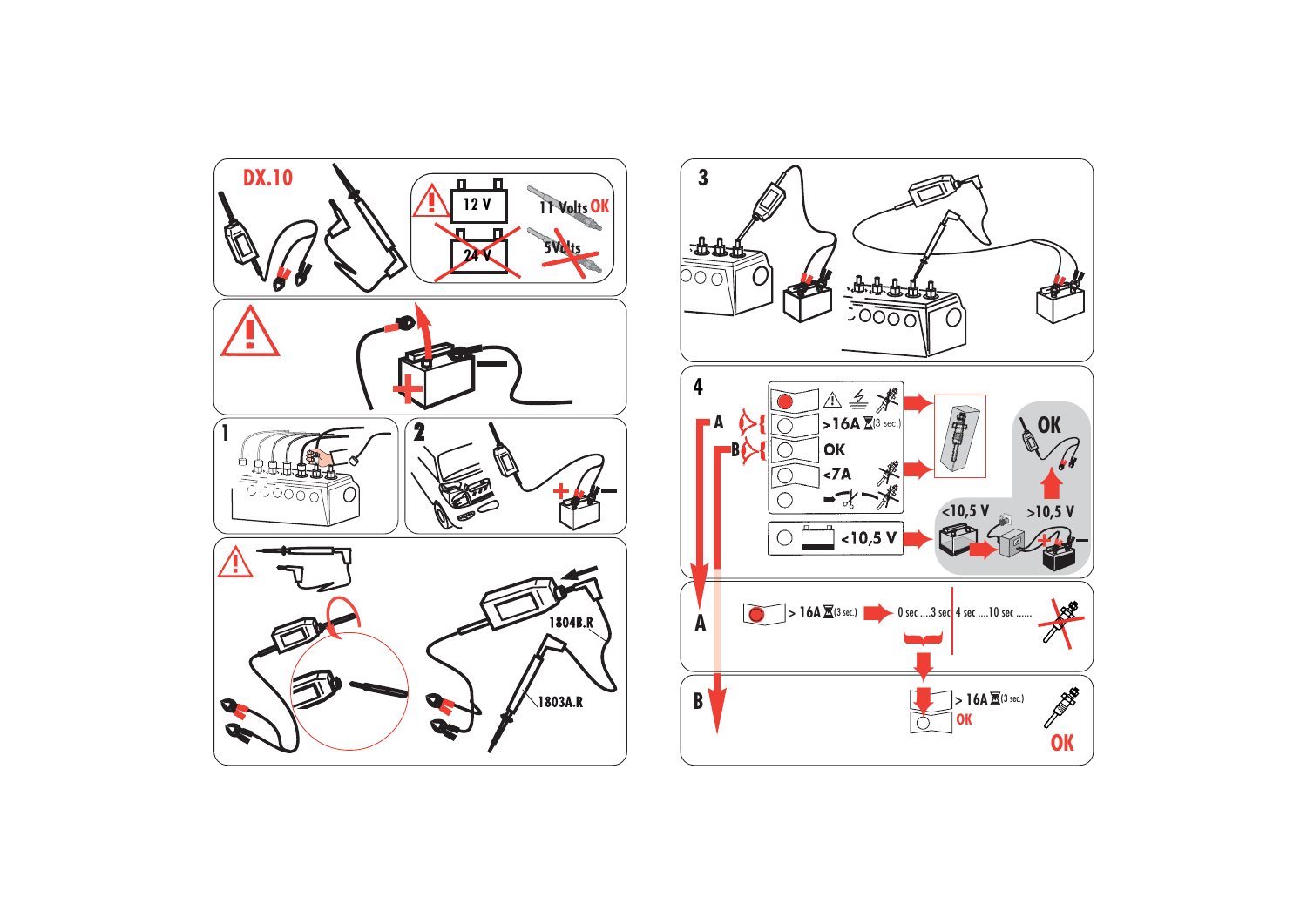DX.10

12 V

24 V

11 Volts OK

5Volts

+

−

1

2

+ −

1804B.R

1803A.R

3

4

A

B

>16A (3 sec.)

OK

<7A

<10,5 V

OK

<10,5 V

>10,5 V

+ −

A

> 16A (3 sec.)

0 sec ....3 sec 4 sec ....10 sec ......

B

> 16A (3 sec.)

OK

OK